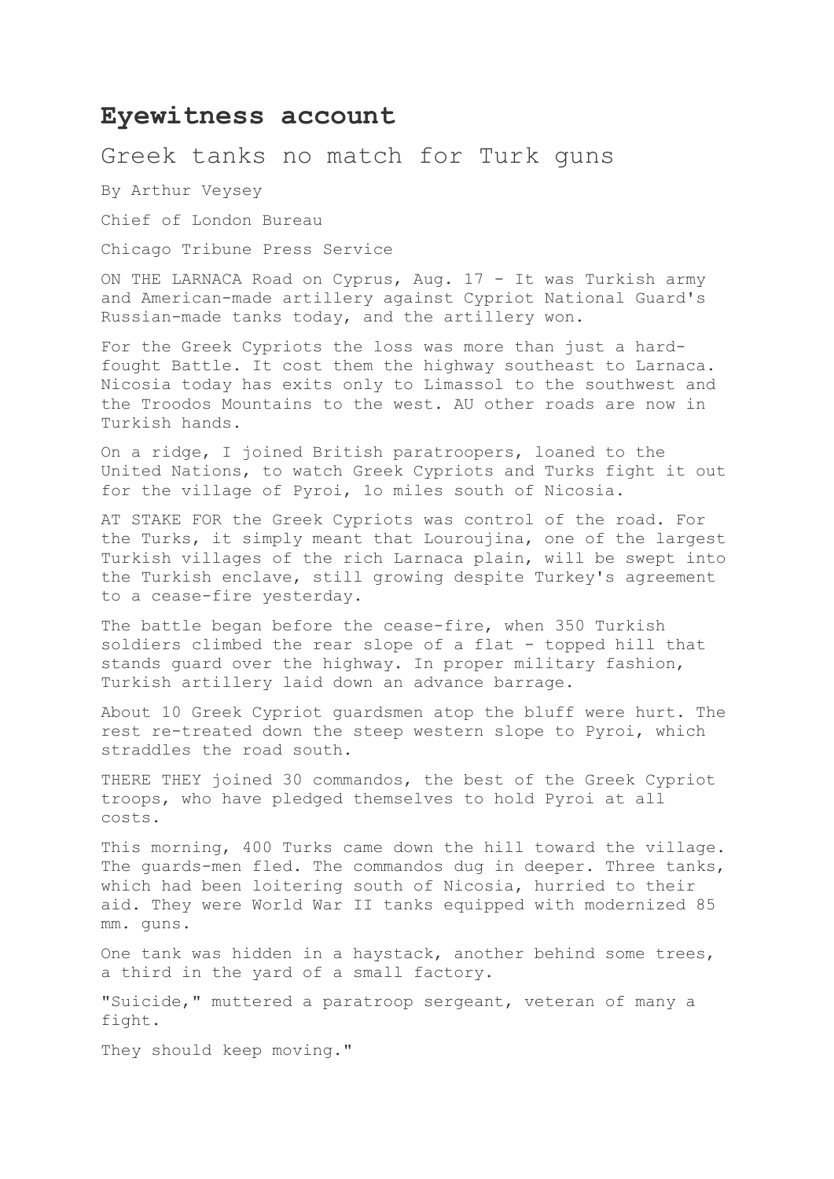# Eyewitness account

## Greek tanks no match for Turk guns

By Arthur Veysey

Chief of London Bureau

Chicago Tribune Press Service

ON THE LARNACA Road on Cyprus, Aug. 17 - It was Turkish army and American-made artillery against Cypriot National Guard's Russian-made tanks today, and the artillery won.

For the Greek Cypriots the loss was more than just a hard-fought Battle. It cost them the highway southeast to Larnaca. Nicosia today has exits only to Limassol to the southwest and the Troodos Mountains to the west. AU other roads are now in Turkish hands.

On a ridge, I joined British paratroopers, loaned to the United Nations, to watch Greek Cypriots and Turks fight it out for the village of Pyroi, 1o miles south of Nicosia.

AT STAKE FOR the Greek Cypriots was control of the road. For the Turks, it simply meant that Louroujina, one of the largest Turkish villages of the rich Larnaca plain, will be swept into the Turkish enclave, still growing despite Turkey's agreement to a cease-fire yesterday.

The battle began before the cease-fire, when 350 Turkish soldiers climbed the rear slope of a flat - topped hill that stands guard over the highway. In proper military fashion, Turkish artillery laid down an advance barrage.

About 10 Greek Cypriot guardsmen atop the bluff were hurt. The rest re-treated down the steep western slope to Pyroi, which straddles the road south.

THERE THEY joined 30 commandos, the best of the Greek Cypriot troops, who have pledged themselves to hold Pyroi at all costs.

This morning, 400 Turks came down the hill toward the village. The guards-men fled. The commandos dug in deeper. Three tanks, which had been loitering south of Nicosia, hurried to their aid. They were World War II tanks equipped with modernized 85 mm. guns.

One tank was hidden in a haystack, another behind some trees, a third in the yard of a small factory.

"Suicide," muttered a paratroop sergeant, veteran of many a fight.

They should keep moving."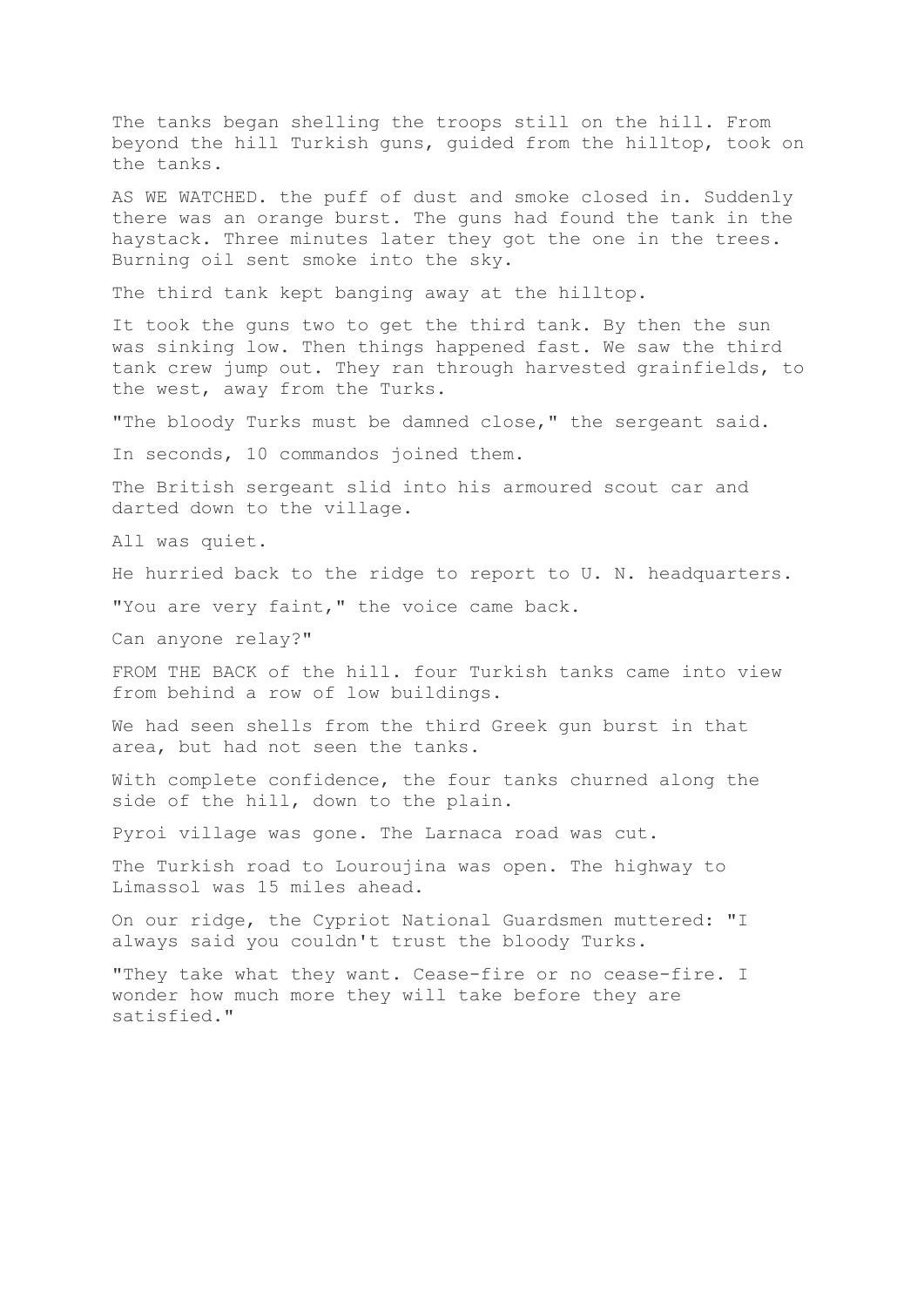The tanks began shelling the troops still on the hill. From beyond the hill Turkish guns, guided from the hilltop, took on the tanks.

AS WE WATCHED. the puff of dust and smoke closed in. Suddenly there was an orange burst. The guns had found the tank in the haystack. Three minutes later they got the one in the trees. Burning oil sent smoke into the sky.

The third tank kept banging away at the hilltop.

It took the guns two to get the third tank. By then the sun was sinking low. Then things happened fast. We saw the third tank crew jump out. They ran through harvested grainfields, to the west, away from the Turks.

"The bloody Turks must be damned close," the sergeant said.

In seconds, 10 commandos joined them.

The British sergeant slid into his armoured scout car and darted down to the village.

All was quiet.

He hurried back to the ridge to report to U. N. headquarters.

"You are very faint," the voice came back.

Can anyone relay?"

FROM THE BACK of the hill. four Turkish tanks came into view from behind a row of low buildings.

We had seen shells from the third Greek gun burst in that area, but had not seen the tanks.

With complete confidence, the four tanks churned along the side of the hill, down to the plain.

Pyroi village was gone. The Larnaca road was cut.

The Turkish road to Louroujina was open. The highway to Limassol was 15 miles ahead.

On our ridge, the Cypriot National Guardsmen muttered: "I always said you couldn't trust the bloody Turks.

"They take what they want. Cease-fire or no cease-fire. I wonder how much more they will take before they are satisfied."